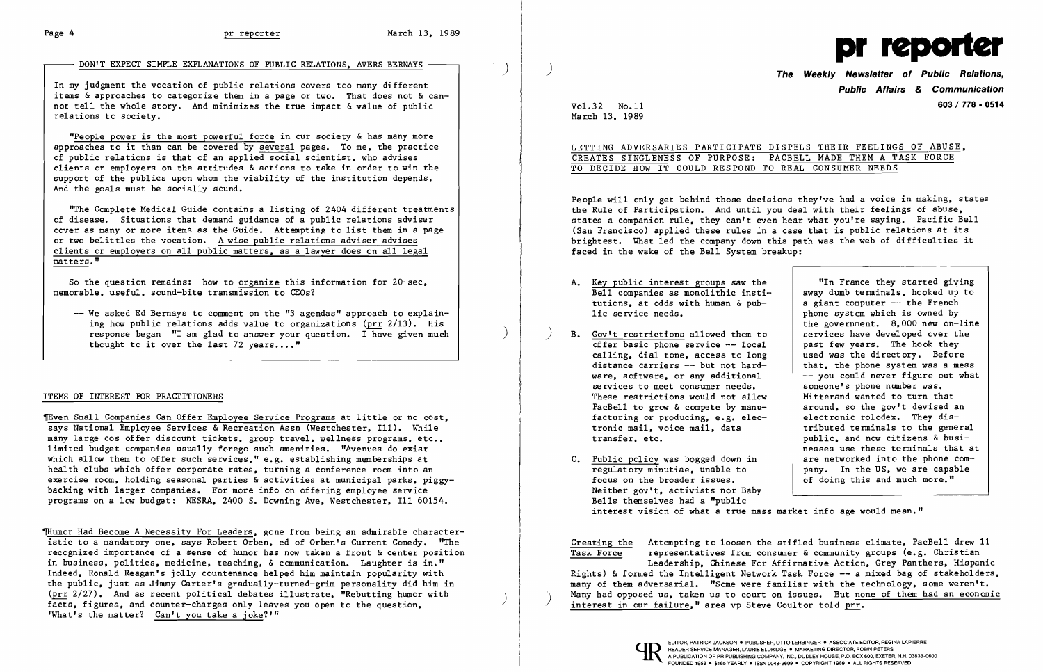## DON'T EXPECT SIMPLE EXPLANATIONS OF PUBLIC RELATIONS, AVERS BERNAYS

In my judgment the vocation of public relations covers too many different items & approaches to categorize them in a page or two. That does not & cannot tell the whole story. And minimizes the true impact & value of public relations to society.

"People power is the most powerful force in our society & has many more approaches to it than can be covered by several pages. To me, the practice of public relations is that of an applied social scientist, who advises clients or employers on the attitudes & actions to take in order to win the support of the publics upon whom the viability of the institution depends. And the goals must be socially sound.

"The Complete Medical Guide contains a listing of 2404 different treatments of disease. Situations that demand guidance of a public relations adviser cover as many or more items as the Guide. Attempting to list them in a page or two belittles the vocation. A wise public relations adviser advises clients or employers on all public matters, as a lawyer does on all legal matters."

So the question remains: how to organize this information for 20-sec, memorable, useful, sound-bite transmission to CEOs?

-- We asked Ed Bernays to comment on the "3 agendas" approach to explaining how public relations adds value to organizations (prr 2/13). His response began "I am glad to answer your question. I have given much thought to it over the last 72 years...."

## ITEMS OF INTEREST FOR PRACTITIONERS

¶Even Small Companies Can Offer Employee Service Programs at little or no cost, says National Employee Services & Recreation Assn (Westchester, Ill). While many large cos offer discount tickets, group travel, wellness programs, etc., limited budget companies usually forego such amenities. "Avenues do exist which allow them to offer such services," e.g. establishing memberships at health clubs which offer corporate rates, turning a conference room into an exercise room, holding seasonal parties & activities at municipal parks, piggybacking with larger companies. For more info on offering employee service programs on a low budget: NESRA, 2400 S. Downing Ave, Westchester, Ill 60154.

¶Humor Had Become A Necessity For Leaders, gone from being an admirable characteristic to a mandatory one, says Robert Orben, ed of Orben's Current Comedy. "The recognized importance of a sense of humor has now taken a front & center position in business, politics, medicine, teaching, & communication. Laughter is in." Indeed, Ronald Reagan's jolly countenance helped him maintain popularity with the public, just as Jimmy Carter's gradually-turned-grim personality did him in (prr 2/27). And as recent political debates illustrate, "Rebutting humor with facts, figures, and counter-charges only leaves you open to the question, 'What's the matter? Can't you take a joke?'"

# pr reporter

**The Weekly Newsletter of Public Relations, Public Affairs & Communication**

**603 / 778 - 0514**

Vol.32 No.11
March 13, 1989

## LETTING ADVERSARIES PARTICIPATE DISPELS THEIR FEELINGS OF ABUSE, CREATES SINGLENESS OF PURPOSE: PACBELL MADE THEM A TASK FORCE TO DECIDE HOW IT COULD RESPOND TO REAL CONSUMER NEEDS

People will only get behind those decisions they've had a voice in making, states the Rule of Participation. And until you deal with their feelings of abuse, states a companion rule, they can't even hear what you're saying. Pacific Bell (San Francisco) applied these rules in a case that is public relations at its brightest. What led the company down this path was the web of difficulties it faced in the wake of the Bell System breakup:

A. Key public interest groups saw the Bell companies as monolithic institutions, at odds with human & public service needs.

B. Gov't restrictions allowed them to offer basic phone service -- local calling, dial tone, access to long distance carriers -- but not hardware, software, or any additional services to meet consumer needs. These restrictions would not allow PacBell to grow & compete by manufacturing or producing, e.g. electronic mail, voice mail, data transfer, etc.

C. Public policy was bogged down in regulatory minutiae, unable to focus on the broader issues. Neither gov't, activists nor Baby Bells themselves had a "public interest vision of what a true mass market info age would mean."

> "In France they started giving away dumb terminals, hooked up to a giant computer -- the French phone system which is owned by the government. 8,000 new on-line services have developed over the past few years. The hook they used was the directory. Before that, the phone system was a mess -- you could never figure out what someone's phone number was. Mitterand wanted to turn that around, so the gov't devised an electronic rolodex. They distributed terminals to the general public, and now citizens & businesses use these terminals that at are networked into the phone company. In the US, we are capable of doing this and much more."

**Creating the Task Force**

Attempting to loosen the stifled business climate, PacBell drew 11 representatives from consumer & community groups (e.g. Christian Leadership, Chinese For Affirmative Action, Grey Panthers, Hispanic Rights) & formed the Intelligent Network Task Force -- a mixed bag of stakeholders, many of them adversarial. "Some were familiar with the technology, some weren't. Many had opposed us, taken us to court on issues. But none of them had an economic interest in our failure," area vp Steve Coultor told prr.

EDITOR, PATRICK JACKSON • PUBLISHER, OTTO LERBINGER • ASSOCIATE EDITOR, REGINA LAPIERRE
READER SERVICE MANAGER, LAURIE ELDRIDGE • MARKETING DIRECTOR, ROBIN PETERS
A PUBLICATION OF PR PUBLISHING COMPANY, INC., DUDLEY HOUSE, P.O. BOX 600, EXETER, N.H. 03833-0600
FOUNDED 1958 • $165 YEARLY • ISSN 0048-2609 • COPYRIGHT 1989 • ALL RIGHTS RESERVED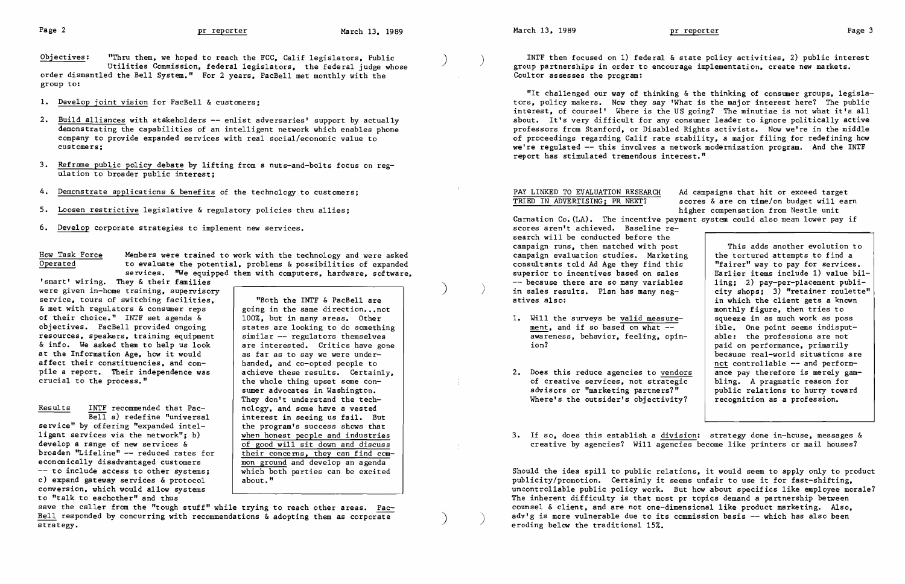**Objectives:** "Thru them, we hoped to reach the FCC, Calif legislators, Public Utilities Commission, federal legislators, the federal judge whose order dismantled the Bell System." For 2 years, PacBell met monthly with the group to:

1. Develop joint vision for PacBell & customers;
2. Build alliances with stakeholders -- enlist adversaries' support by actually demonstrating the capabilities of an intelligent network which enables phone company to provide expanded services with real social/economic value to customers;
3. Reframe public policy debate by lifting from a nuts-and-bolts focus on regulation to broader public interest;
4. Demonstrate applications & benefits of the technology to customers;
5. Loosen restrictive legislative & regulatory policies thru allies;
6. Develop corporate strategies to implement new services.

**How Task Force Operated** Members were trained to work with the technology and were asked to evaluate the potential, problems & possibilities of expanded services. "We equipped them with computers, hardware, software, 'smart' wiring. They & their families were given in-home training, supervisory service, tours of switching facilities, & met with regulators & consumer reps of their choice." INTF set agenda & objectives. PacBell provided ongoing resources, speakers, training equipment & info. We asked them to help us look at the Information Age, how it would affect their constituencies, and compile a report. Their independence was crucial to the process."

> "Both the INTF & PacBell are going in the same direction...not 100%, but in many areas. Other states are looking to do something similar -- regulators themselves are interested. Critics have gone as far as to say we were underhanded, and co-opted people to achieve these results. Certainly, the whole thing upset some consumer advocates in Washington. They don't understand the technology, and some have a vested interest in seeing us fail. But the program's success shows that when honest people and industries of good will sit down and discuss their concerns, they can find common ground and develop an agenda which both parties can be excited about."

**Results** INTF recommended that PacBell a) redefine "universal service" by offering "expanded intelligent services via the network"; b) develop a range of new services & broaden "Lifeline" -- reduced rates for economically disadvantaged customers -- to include access to other systems; c) expand gateway services & protocol conversion, which would allow systems to "talk to eachother" and thus save the caller from the "tough stuff" while trying to reach other areas. PacBell responded by concurring with recommendations & adopting them as corporate strategy.

INTF then focused on 1) federal & state policy activities, 2) public interest group partnerships in order to encourage implementation, create new markets. Coultor assesses the program:

"It challenged our way of thinking & the thinking of consumer groups, legislators, policy makers. Now they say 'What is the major interest here? The public interest, of course!' Where is the US going? The minutiae is not what it's all about. It's very difficult for any consumer leader to ignore politically active professors from Stanford, or Disabled Rights activists. Now we're in the middle of proceedings regarding Calif rate stability, a major filing for redefining how we're regulated -- this involves a network modernization program. And the INTF report has stimulated tremendous interest."

## PAY LINKED TO EVALUATION RESEARCH TRIED IN ADVERTISING; PR NEXT?

Ad campaigns that hit or exceed target scores & are on time/on budget will earn higher compensation from Nestle unit Carnation Co. (LA). The incentive payment system could also mean lower pay if scores aren't achieved. Baseline research will be conducted before the campaign runs, then matched with post campaign evaluation studies. Marketing consultants told Ad Age they find this superior to incentives based on sales -- because there are so many variables in sales results. Plan has many negatives also:

1. Will the surveys be valid measurement, and if so based on what -- awareness, behavior, feeling, opinion?
2. Does this reduce agencies to vendors of creative services, not strategic advisors or "marketing partners?" Where's the outsider's objectivity?
3. If so, does this establish a division: strategy done in-house, messages & creative by agencies? Will agencies become like printers or mail houses?

> This adds another evolution to the tortured attempts to find a "fairer" way to pay for services. Earlier items include 1) value billing; 2) pay-per-placement publicity shops; 3) "retainer roulette" in which the client gets a known monthly figure, then tries to squeeze in as much work as poss ible. One point seems indisputable: the professions are not paid on performance, primarily because real-world situations are not controllable -- and performance pay therefore is merely gambling. A pragmatic reason for public relations to hurry toward recognition as a profession.

Should the idea spill to public relations, it would seem to apply only to product publicity/promotion. Certainly it seems unfair to use it for fast-shifting, uncontrollable public policy work. But how about specifics like employee morale? The inherent difficulty is that most pr topics demand a partnership between counsel & client, and are not one-dimensional like product marketing. Also, adv'g is more vulnerable due to its commission basis -- which has also been eroding below the traditional 15%.